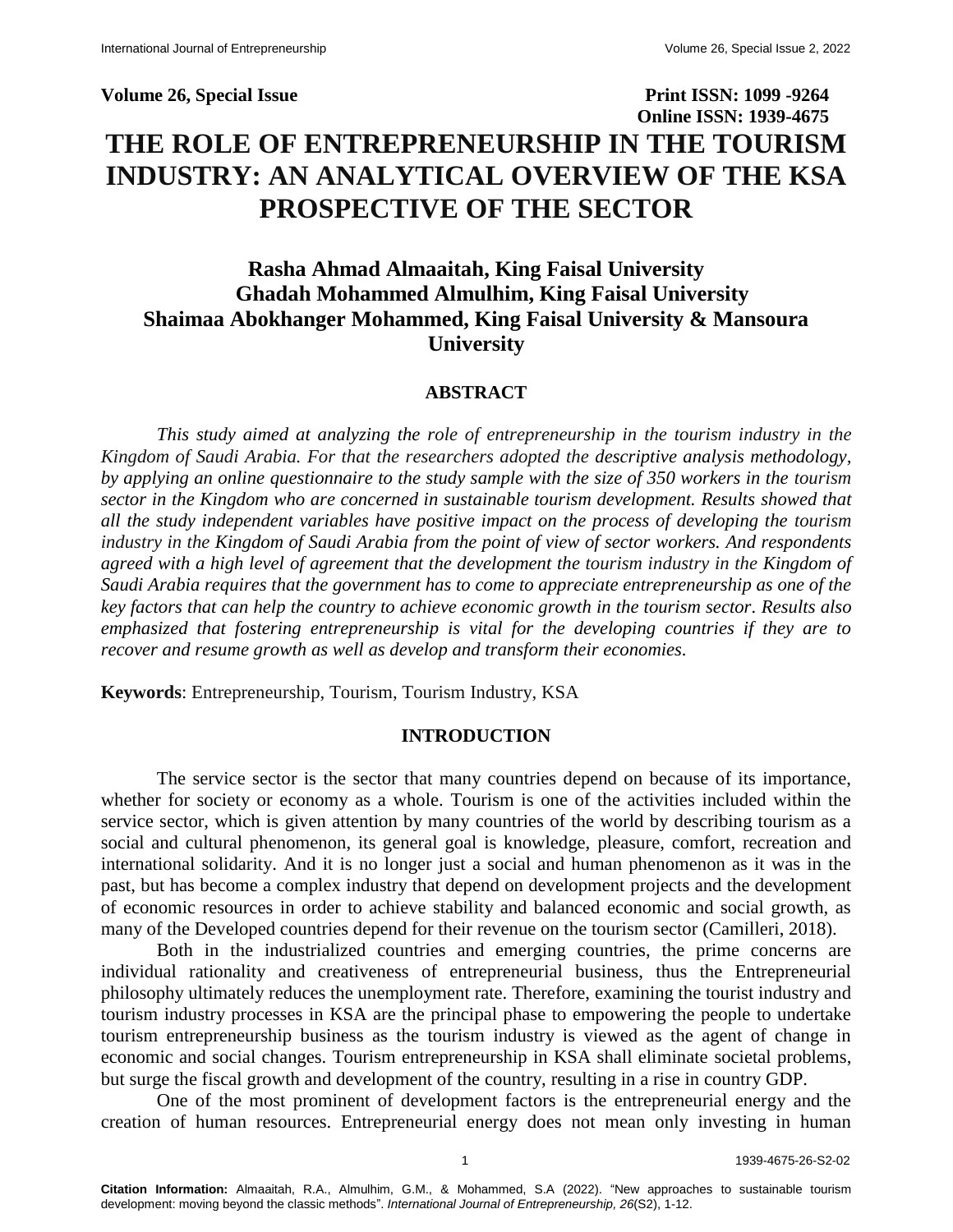**Volume 26, Special Issue** **Print ISSN: 1099 -9264**
**Online ISSN: 1939-4675**

# THE ROLE OF ENTREPRENEURSHIP IN THE TOURISM INDUSTRY: AN ANALYTICAL OVERVIEW OF THE KSA PROSPECTIVE OF THE SECTOR

**Rasha Ahmad Almaaitah, King Faisal University**
**Ghadah Mohammed Almulhim, King Faisal University**
**Shaimaa Abokhanger Mohammed, King Faisal University & Mansoura University**

## ABSTRACT

*This study aimed at analyzing the role of entrepreneurship in the tourism industry in the Kingdom of Saudi Arabia. For that the researchers adopted the descriptive analysis methodology, by applying an online questionnaire to the study sample with the size of 350 workers in the tourism sector in the Kingdom who are concerned in sustainable tourism development. Results showed that all the study independent variables have positive impact on the process of developing the tourism industry in the Kingdom of Saudi Arabia from the point of view of sector workers. And respondents agreed with a high level of agreement that the development the tourism industry in the Kingdom of Saudi Arabia requires that the government has to come to appreciate entrepreneurship as one of the key factors that can help the country to achieve economic growth in the tourism sector. Results also emphasized that fostering entrepreneurship is vital for the developing countries if they are to recover and resume growth as well as develop and transform their economies.*

**Keywords**: Entrepreneurship, Tourism, Tourism Industry, KSA

## INTRODUCTION

The service sector is the sector that many countries depend on because of its importance, whether for society or economy as a whole. Tourism is one of the activities included within the service sector, which is given attention by many countries of the world by describing tourism as a social and cultural phenomenon, its general goal is knowledge, pleasure, comfort, recreation and international solidarity. And it is no longer just a social and human phenomenon as it was in the past, but has become a complex industry that depend on development projects and the development of economic resources in order to achieve stability and balanced economic and social growth, as many of the Developed countries depend for their revenue on the tourism sector (Camilleri, 2018).

Both in the industrialized countries and emerging countries, the prime concerns are individual rationality and creativeness of entrepreneurial business, thus the Entrepreneurial philosophy ultimately reduces the unemployment rate. Therefore, examining the tourist industry and tourism industry processes in KSA are the principal phase to empowering the people to undertake tourism entrepreneurship business as the tourism industry is viewed as the agent of change in economic and social changes. Tourism entrepreneurship in KSA shall eliminate societal problems, but surge the fiscal growth and development of the country, resulting in a rise in country GDP.

One of the most prominent of development factors is the entrepreneurial energy and the creation of human resources. Entrepreneurial energy does not mean only investing in human

**Citation Information:** Almaaitah, R.A., Almulhim, G.M., & Mohammed, S.A (2022). "New approaches to sustainable tourism development: moving beyond the classic methods". *International Journal of Entrepreneurship, 26*(S2), 1-12.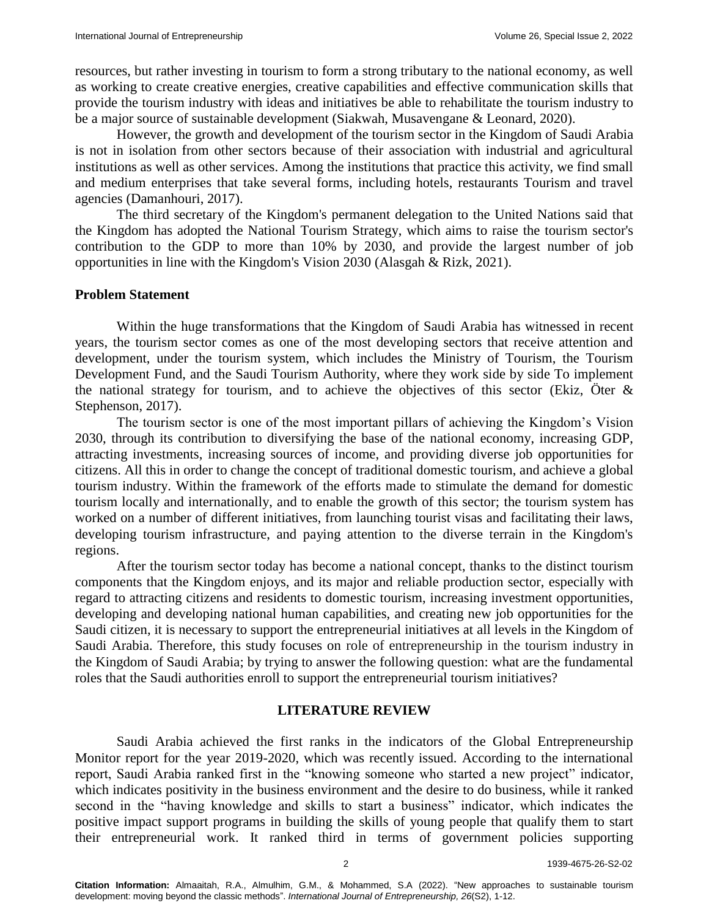resources, but rather investing in tourism to form a strong tributary to the national economy, as well as working to create creative energies, creative capabilities and effective communication skills that provide the tourism industry with ideas and initiatives be able to rehabilitate the tourism industry to be a major source of sustainable development (Siakwah, Musavengane & Leonard, 2020).

However, the growth and development of the tourism sector in the Kingdom of Saudi Arabia is not in isolation from other sectors because of their association with industrial and agricultural institutions as well as other services. Among the institutions that practice this activity, we find small and medium enterprises that take several forms, including hotels, restaurants Tourism and travel agencies (Damanhouri, 2017).

The third secretary of the Kingdom's permanent delegation to the United Nations said that the Kingdom has adopted the National Tourism Strategy, which aims to raise the tourism sector's contribution to the GDP to more than 10% by 2030, and provide the largest number of job opportunities in line with the Kingdom's Vision 2030 (Alasgah & Rizk, 2021).

## Problem Statement

Within the huge transformations that the Kingdom of Saudi Arabia has witnessed in recent years, the tourism sector comes as one of the most developing sectors that receive attention and development, under the tourism system, which includes the Ministry of Tourism, the Tourism Development Fund, and the Saudi Tourism Authority, where they work side by side To implement the national strategy for tourism, and to achieve the objectives of this sector (Ekiz, Öter & Stephenson, 2017).

The tourism sector is one of the most important pillars of achieving the Kingdom's Vision 2030, through its contribution to diversifying the base of the national economy, increasing GDP, attracting investments, increasing sources of income, and providing diverse job opportunities for citizens. All this in order to change the concept of traditional domestic tourism, and achieve a global tourism industry. Within the framework of the efforts made to stimulate the demand for domestic tourism locally and internationally, and to enable the growth of this sector; the tourism system has worked on a number of different initiatives, from launching tourist visas and facilitating their laws, developing tourism infrastructure, and paying attention to the diverse terrain in the Kingdom's regions.

After the tourism sector today has become a national concept, thanks to the distinct tourism components that the Kingdom enjoys, and its major and reliable production sector, especially with regard to attracting citizens and residents to domestic tourism, increasing investment opportunities, developing and developing national human capabilities, and creating new job opportunities for the Saudi citizen, it is necessary to support the entrepreneurial initiatives at all levels in the Kingdom of Saudi Arabia. Therefore, this study focuses on role of entrepreneurship in the tourism industry in the Kingdom of Saudi Arabia; by trying to answer the following question: what are the fundamental roles that the Saudi authorities enroll to support the entrepreneurial tourism initiatives?

## LITERATURE REVIEW

Saudi Arabia achieved the first ranks in the indicators of the Global Entrepreneurship Monitor report for the year 2019-2020, which was recently issued. According to the international report, Saudi Arabia ranked first in the "knowing someone who started a new project" indicator, which indicates positivity in the business environment and the desire to do business, while it ranked second in the "having knowledge and skills to start a business" indicator, which indicates the positive impact support programs in building the skills of young people that qualify them to start their entrepreneurial work. It ranked third in terms of government policies supporting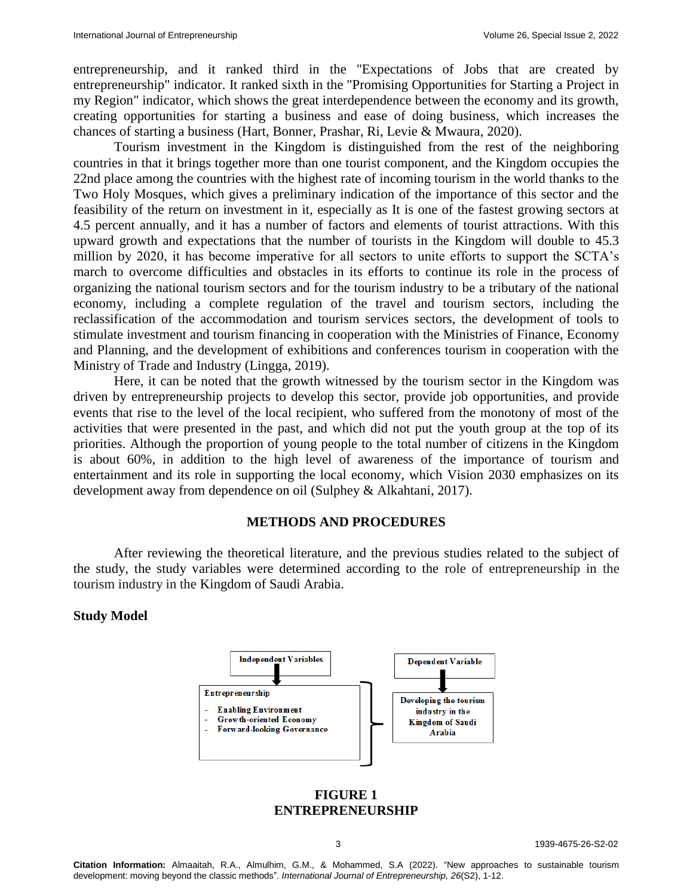entrepreneurship, and it ranked third in the "Expectations of Jobs that are created by entrepreneurship" indicator. It ranked sixth in the "Promising Opportunities for Starting a Project in my Region" indicator, which shows the great interdependence between the economy and its growth, creating opportunities for starting a business and ease of doing business, which increases the chances of starting a business (Hart, Bonner, Prashar, Ri, Levie & Mwaura, 2020).

Tourism investment in the Kingdom is distinguished from the rest of the neighboring countries in that it brings together more than one tourist component, and the Kingdom occupies the 22nd place among the countries with the highest rate of incoming tourism in the world thanks to the Two Holy Mosques, which gives a preliminary indication of the importance of this sector and the feasibility of the return on investment in it, especially as It is one of the fastest growing sectors at 4.5 percent annually, and it has a number of factors and elements of tourist attractions. With this upward growth and expectations that the number of tourists in the Kingdom will double to 45.3 million by 2020, it has become imperative for all sectors to unite efforts to support the SCTA's march to overcome difficulties and obstacles in its efforts to continue its role in the process of organizing the national tourism sectors and for the tourism industry to be a tributary of the national economy, including a complete regulation of the travel and tourism sectors, including the reclassification of the accommodation and tourism services sectors, the development of tools to stimulate investment and tourism financing in cooperation with the Ministries of Finance, Economy and Planning, and the development of exhibitions and conferences tourism in cooperation with the Ministry of Trade and Industry (Lingga, 2019).

Here, it can be noted that the growth witnessed by the tourism sector in the Kingdom was driven by entrepreneurship projects to develop this sector, provide job opportunities, and provide events that rise to the level of the local recipient, who suffered from the monotony of most of the activities that were presented in the past, and which did not put the youth group at the top of its priorities. Although the proportion of young people to the total number of citizens in the Kingdom is about 60%, in addition to the high level of awareness of the importance of tourism and entertainment and its role in supporting the local economy, which Vision 2030 emphasizes on its development away from dependence on oil (Sulphey & Alkahtani, 2017).

## METHODS AND PROCEDURES

After reviewing the theoretical literature, and the previous studies related to the subject of the study, the study variables were determined according to the role of entrepreneurship in the tourism industry in the Kingdom of Saudi Arabia.

### Study Model

**Independent Variables**

Entrepreneurship
- **Enabling Environment**
- **Growth-oriented Economy**
- **Forward-looking Governance**

**Dependent Variable**

**Developing the tourism industry in the Kingdom of Saudi Arabia**

**FIGURE 1**
**ENTREPRENEURSHIP**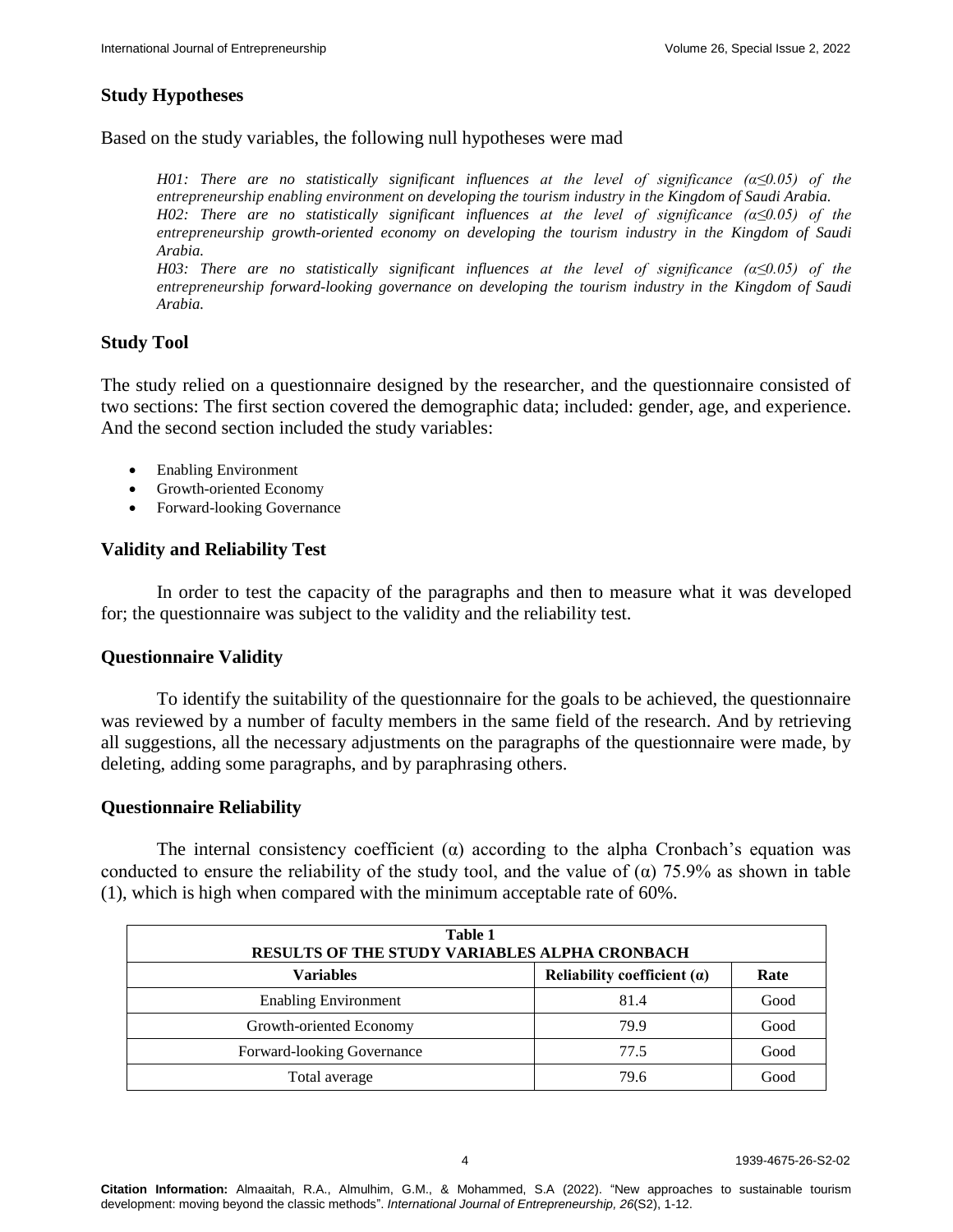## Study Hypotheses

Based on the study variables, the following null hypotheses were mad

> *H01: There are no statistically significant influences at the level of significance (α≤0.05) of the entrepreneurship enabling environment on developing the tourism industry in the Kingdom of Saudi Arabia.*
> *H02: There are no statistically significant influences at the level of significance (α≤0.05) of the entrepreneurship growth-oriented economy on developing the tourism industry in the Kingdom of Saudi Arabia.*
> *H03: There are no statistically significant influences at the level of significance (α≤0.05) of the entrepreneurship forward-looking governance on developing the tourism industry in the Kingdom of Saudi Arabia.*

## Study Tool

The study relied on a questionnaire designed by the researcher, and the questionnaire consisted of two sections: The first section covered the demographic data; included: gender, age, and experience. And the second section included the study variables:

- Enabling Environment
- Growth-oriented Economy
- Forward-looking Governance

## Validity and Reliability Test

In order to test the capacity of the paragraphs and then to measure what it was developed for; the questionnaire was subject to the validity and the reliability test.

## Questionnaire Validity

To identify the suitability of the questionnaire for the goals to be achieved, the questionnaire was reviewed by a number of faculty members in the same field of the research. And by retrieving all suggestions, all the necessary adjustments on the paragraphs of the questionnaire were made, by deleting, adding some paragraphs, and by paraphrasing others.

## Questionnaire Reliability

The internal consistency coefficient (α) according to the alpha Cronbach's equation was conducted to ensure the reliability of the study tool, and the value of (α) 75.9% as shown in table (1), which is high when compared with the minimum acceptable rate of 60%.

**Table 1**
**RESULTS OF THE STUDY VARIABLES ALPHA CRONBACH**

| Variables | Reliability coefficient (α) | Rate |
|---|---|---|
| Enabling Environment | 81.4 | Good |
| Growth-oriented Economy | 79.9 | Good |
| Forward-looking Governance | 77.5 | Good |
| Total average | 79.6 | Good |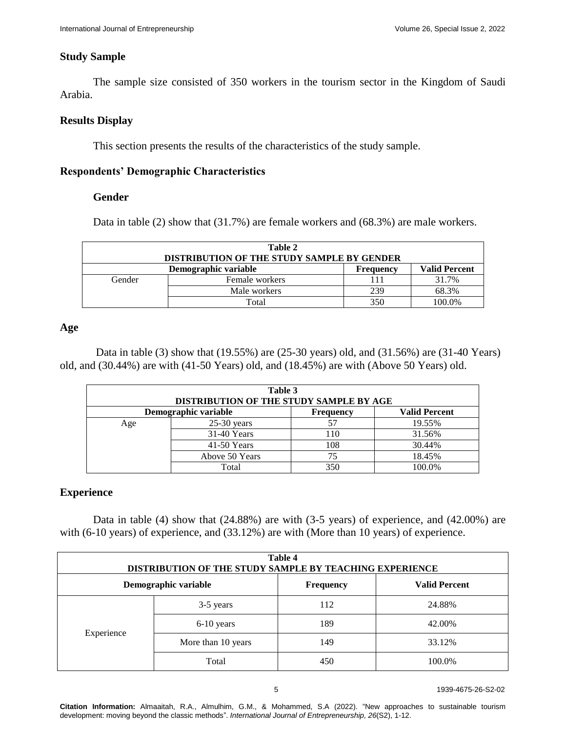## Study Sample

The sample size consisted of 350 workers in the tourism sector in the Kingdom of Saudi Arabia.

## Results Display

This section presents the results of the characteristics of the study sample.

## Respondents' Demographic Characteristics

### Gender

Data in table (2) show that (31.7%) are female workers and (68.3%) are male workers.

**Table 2**
**DISTRIBUTION OF THE STUDY SAMPLE BY GENDER**

| Demographic variable | | Frequency | Valid Percent |
|---|---|---|---|
| Gender | Female workers | 111 | 31.7% |
| | Male workers | 239 | 68.3% |
| | Total | 350 | 100.0% |

### Age

Data in table (3) show that (19.55%) are (25-30 years) old, and (31.56%) are (31-40 Years) old, and (30.44%) are with (41-50 Years) old, and (18.45%) are with (Above 50 Years) old.

**Table 3**
**DISTRIBUTION OF THE STUDY SAMPLE BY AGE**

| Demographic variable | | Frequency | Valid Percent |
|---|---|---|---|
| Age | 25-30 years | 57 | 19.55% |
| | 31-40 Years | 110 | 31.56% |
| | 41-50 Years | 108 | 30.44% |
| | Above 50 Years | 75 | 18.45% |
| | Total | 350 | 100.0% |

### Experience

Data in table (4) show that (24.88%) are with (3-5 years) of experience, and (42.00%) are with (6-10 years) of experience, and (33.12%) are with (More than 10 years) of experience.

**Table 4**
**DISTRIBUTION OF THE STUDY SAMPLE BY TEACHING EXPERIENCE**

| Demographic variable | | Frequency | Valid Percent |
|---|---|---|---|
| Experience | 3-5 years | 112 | 24.88% |
| | 6-10 years | 189 | 42.00% |
| | More than 10 years | 149 | 33.12% |
| | Total | 450 | 100.0% |

**Citation Information:** Almaaitah, R.A., Almulhim, G.M., & Mohammed, S.A (2022). "New approaches to sustainable tourism development: moving beyond the classic methods". *International Journal of Entrepreneurship, 26*(S2), 1-12.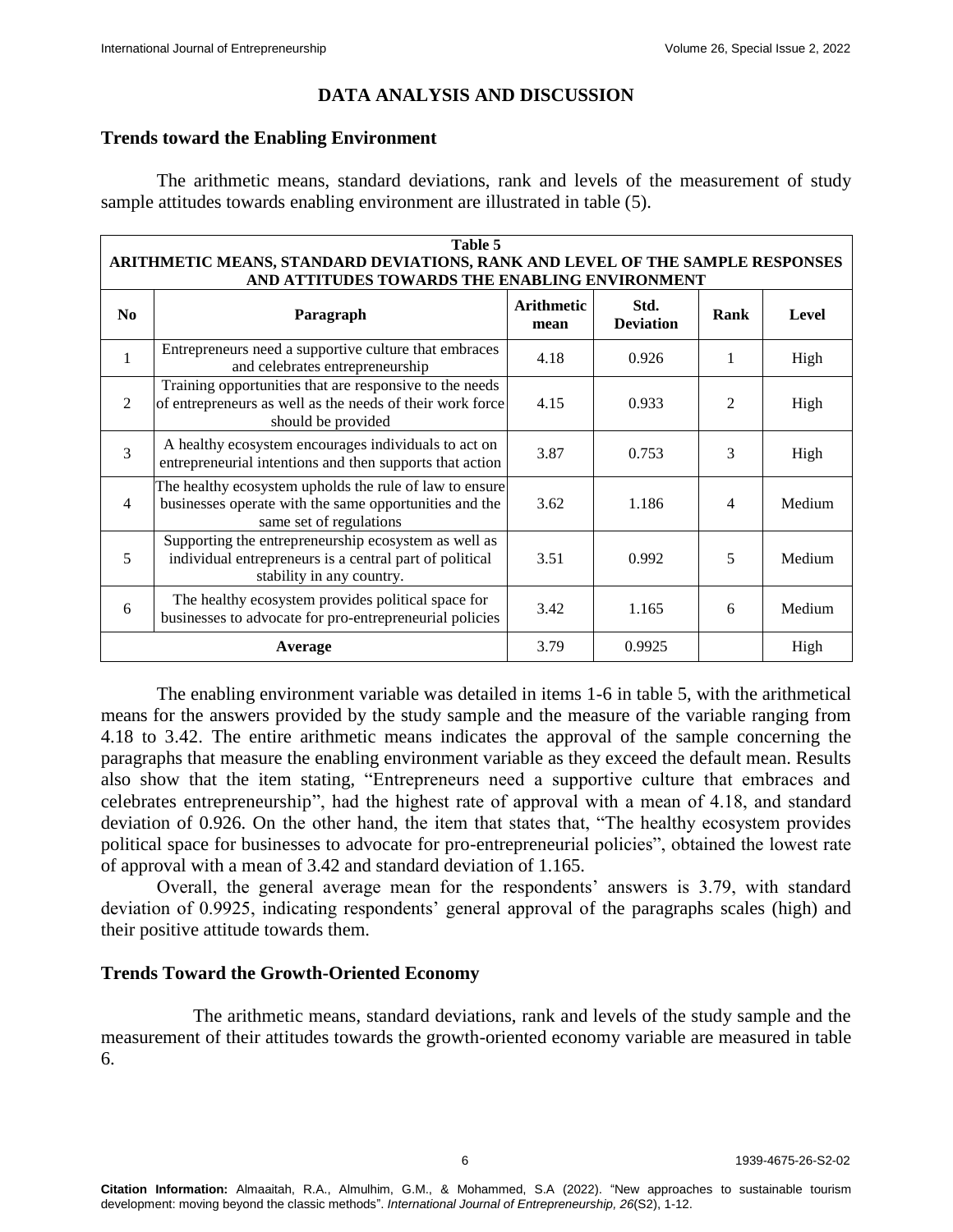## DATA ANALYSIS AND DISCUSSION

### Trends toward the Enabling Environment

The arithmetic means, standard deviations, rank and levels of the measurement of study sample attitudes towards enabling environment are illustrated in table (5).

**Table 5**
**ARITHMETIC MEANS, STANDARD DEVIATIONS, RANK AND LEVEL OF THE SAMPLE RESPONSES AND ATTITUDES TOWARDS THE ENABLING ENVIRONMENT**

| No | Paragraph | Arithmetic mean | Std. Deviation | Rank | Level |
|---|---|---|---|---|---|
| 1 | Entrepreneurs need a supportive culture that embraces and celebrates entrepreneurship | 4.18 | 0.926 | 1 | High |
| 2 | Training opportunities that are responsive to the needs of entrepreneurs as well as the needs of their work force should be provided | 4.15 | 0.933 | 2 | High |
| 3 | A healthy ecosystem encourages individuals to act on entrepreneurial intentions and then supports that action | 3.87 | 0.753 | 3 | High |
| 4 | The healthy ecosystem upholds the rule of law to ensure businesses operate with the same opportunities and the same set of regulations | 3.62 | 1.186 | 4 | Medium |
| 5 | Supporting the entrepreneurship ecosystem as well as individual entrepreneurs is a central part of political stability in any country. | 3.51 | 0.992 | 5 | Medium |
| 6 | The healthy ecosystem provides political space for businesses to advocate for pro-entrepreneurial policies | 3.42 | 1.165 | 6 | Medium |
| Average | | 3.79 | 0.9925 | | High |

The enabling environment variable was detailed in items 1-6 in table 5, with the arithmetical means for the answers provided by the study sample and the measure of the variable ranging from 4.18 to 3.42. The entire arithmetic means indicates the approval of the sample concerning the paragraphs that measure the enabling environment variable as they exceed the default mean. Results also show that the item stating, "Entrepreneurs need a supportive culture that embraces and celebrates entrepreneurship", had the highest rate of approval with a mean of 4.18, and standard deviation of 0.926. On the other hand, the item that states that, "The healthy ecosystem provides political space for businesses to advocate for pro-entrepreneurial policies", obtained the lowest rate of approval with a mean of 3.42 and standard deviation of 1.165.

Overall, the general average mean for the respondents' answers is 3.79, with standard deviation of 0.9925, indicating respondents' general approval of the paragraphs scales (high) and their positive attitude towards them.

### Trends Toward the Growth-Oriented Economy

The arithmetic means, standard deviations, rank and levels of the study sample and the measurement of their attitudes towards the growth-oriented economy variable are measured in table 6.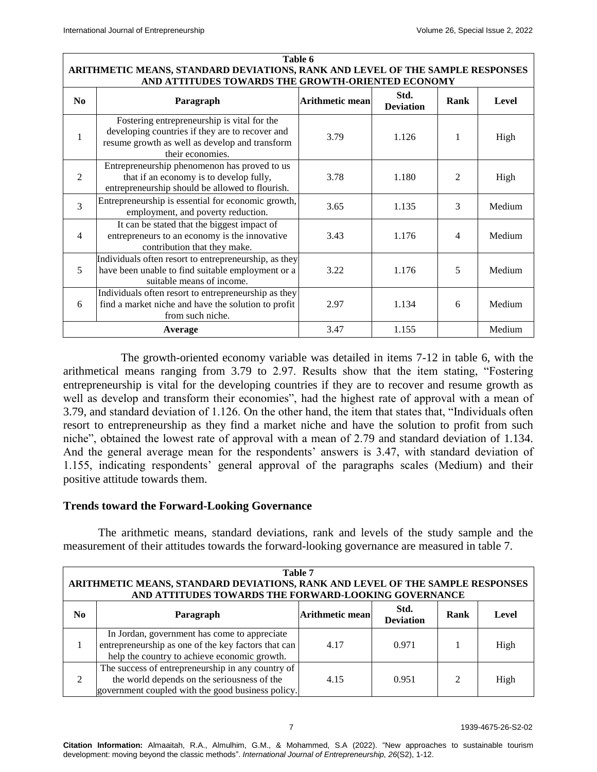**Table 6**
**ARITHMETIC MEANS, STANDARD DEVIATIONS, RANK AND LEVEL OF THE SAMPLE RESPONSES AND ATTITUDES TOWARDS THE GROWTH-ORIENTED ECONOMY**

| No | Paragraph | Arithmetic mean | Std. Deviation | Rank | Level |
|---|---|---|---|---|---|
| 1 | Fostering entrepreneurship is vital for the developing countries if they are to recover and resume growth as well as develop and transform their economies. | 3.79 | 1.126 | 1 | High |
| 2 | Entrepreneurship phenomenon has proved to us that if an economy is to develop fully, entrepreneurship should be allowed to flourish. | 3.78 | 1.180 | 2 | High |
| 3 | Entrepreneurship is essential for economic growth, employment, and poverty reduction. | 3.65 | 1.135 | 3 | Medium |
| 4 | It can be stated that the biggest impact of entrepreneurs to an economy is the innovative contribution that they make. | 3.43 | 1.176 | 4 | Medium |
| 5 | Individuals often resort to entrepreneurship, as they have been unable to find suitable employment or a suitable means of income. | 3.22 | 1.176 | 5 | Medium |
| 6 | Individuals often resort to entrepreneurship as they find a market niche and have the solution to profit from such niche. | 2.97 | 1.134 | 6 | Medium |
| | **Average** | 3.47 | 1.155 | | Medium |

The growth-oriented economy variable was detailed in items 7-12 in table 6, with the arithmetical means ranging from 3.79 to 2.97. Results show that the item stating, "Fostering entrepreneurship is vital for the developing countries if they are to recover and resume growth as well as develop and transform their economies", had the highest rate of approval with a mean of 3.79, and standard deviation of 1.126. On the other hand, the item that states that, "Individuals often resort to entrepreneurship as they find a market niche and have the solution to profit from such niche", obtained the lowest rate of approval with a mean of 2.79 and standard deviation of 1.134. And the general average mean for the respondents' answers is 3.47, with standard deviation of 1.155, indicating respondents' general approval of the paragraphs scales (Medium) and their positive attitude towards them.

## Trends toward the Forward-Looking Governance

The arithmetic means, standard deviations, rank and levels of the study sample and the measurement of their attitudes towards the forward-looking governance are measured in table 7.

**Table 7**
**ARITHMETIC MEANS, STANDARD DEVIATIONS, RANK AND LEVEL OF THE SAMPLE RESPONSES AND ATTITUDES TOWARDS THE FORWARD-LOOKING GOVERNANCE**

| No | Paragraph | Arithmetic mean | Std. Deviation | Rank | Level |
|---|---|---|---|---|---|
| 1 | In Jordan, government has come to appreciate entrepreneurship as one of the key factors that can help the country to achieve economic growth. | 4.17 | 0.971 | 1 | High |
| 2 | The success of entrepreneurship in any country of the world depends on the seriousness of the government coupled with the good business policy. | 4.15 | 0.951 | 2 | High |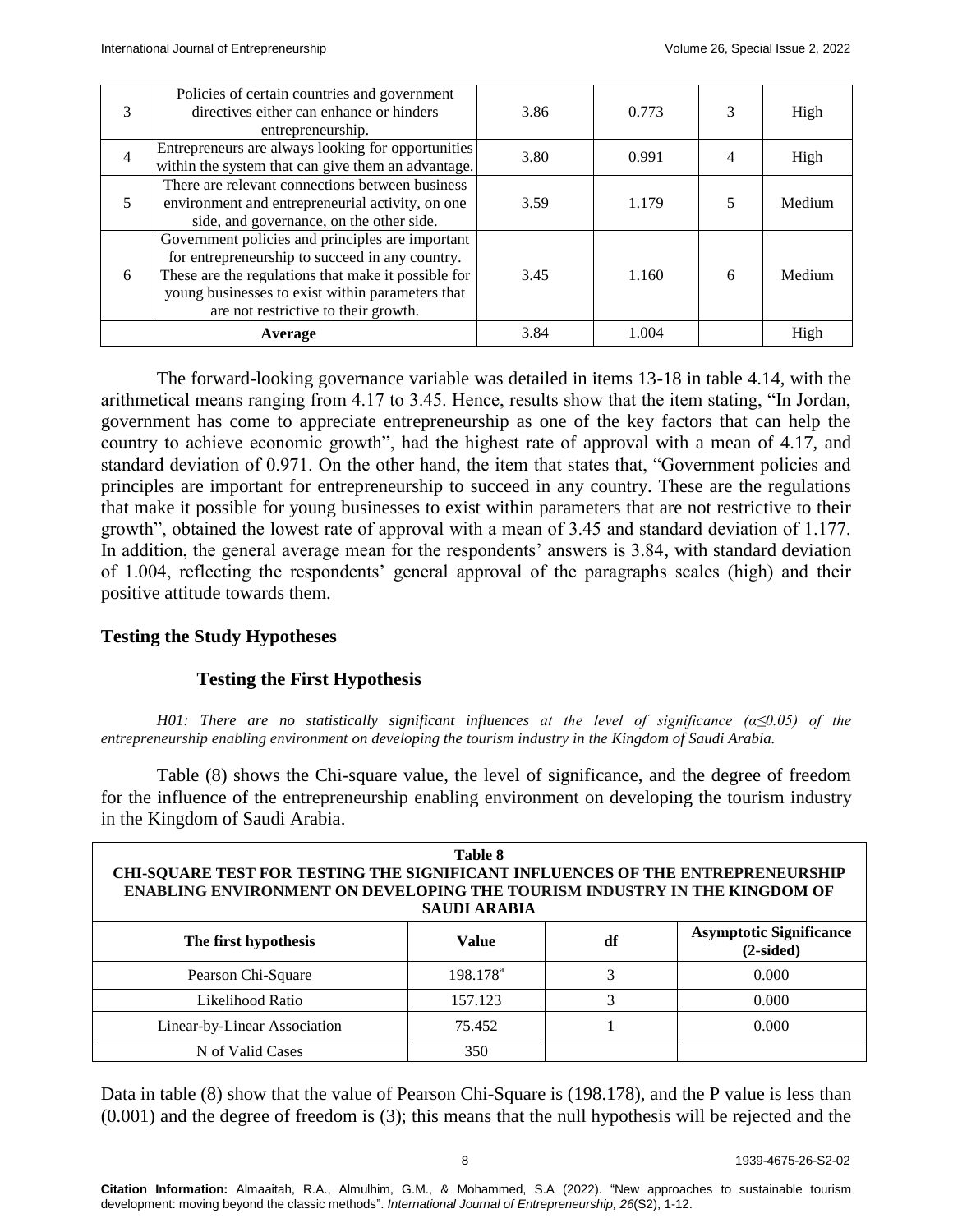| 3 | Policies of certain countries and government directives either can enhance or hinders entrepreneurship. | 3.86 | 0.773 | 3 | High |
|---|---|---|---|---|---|
| 4 | Entrepreneurs are always looking for opportunities within the system that can give them an advantage. | 3.80 | 0.991 | 4 | High |
| 5 | There are relevant connections between business environment and entrepreneurial activity, on one side, and governance, on the other side. | 3.59 | 1.179 | 5 | Medium |
| 6 | Government policies and principles are important for entrepreneurship to succeed in any country. These are the regulations that make it possible for young businesses to exist within parameters that are not restrictive to their growth. | 3.45 | 1.160 | 6 | Medium |
| **Average** | | 3.84 | 1.004 | | High |

The forward-looking governance variable was detailed in items 13-18 in table 4.14, with the arithmetical means ranging from 4.17 to 3.45. Hence, results show that the item stating, "In Jordan, government has come to appreciate entrepreneurship as one of the key factors that can help the country to achieve economic growth", had the highest rate of approval with a mean of 4.17, and standard deviation of 0.971. On the other hand, the item that states that, "Government policies and principles are important for entrepreneurship to succeed in any country. These are the regulations that make it possible for young businesses to exist within parameters that are not restrictive to their growth", obtained the lowest rate of approval with a mean of 3.45 and standard deviation of 1.177. In addition, the general average mean for the respondents' answers is 3.84, with standard deviation of 1.004, reflecting the respondents' general approval of the paragraphs scales (high) and their positive attitude towards them.

## Testing the Study Hypotheses

### Testing the First Hypothesis

*H01: There are no statistically significant influences at the level of significance ($\alpha \leq 0.05$) of the entrepreneurship enabling environment on developing the tourism industry in the Kingdom of Saudi Arabia.*

Table (8) shows the Chi-square value, the level of significance, and the degree of freedom for the influence of the entrepreneurship enabling environment on developing the tourism industry in the Kingdom of Saudi Arabia.

**Table 8**
**CHI-SQUARE TEST FOR TESTING THE SIGNIFICANT INFLUENCES OF THE ENTREPRENEURSHIP ENABLING ENVIRONMENT ON DEVELOPING THE TOURISM INDUSTRY IN THE KINGDOM OF SAUDI ARABIA**

| The first hypothesis | Value | df | Asymptotic Significance (2-sided) |
|---|---|---|---|
| Pearson Chi-Square | 198.178[a] | 3 | 0.000 |
| Likelihood Ratio | 157.123 | 3 | 0.000 |
| Linear-by-Linear Association | 75.452 | 1 | 0.000 |
| N of Valid Cases | 350 | | |

Data in table (8) show that the value of Pearson Chi-Square is (198.178), and the P value is less than (0.001) and the degree of freedom is (3); this means that the null hypothesis will be rejected and the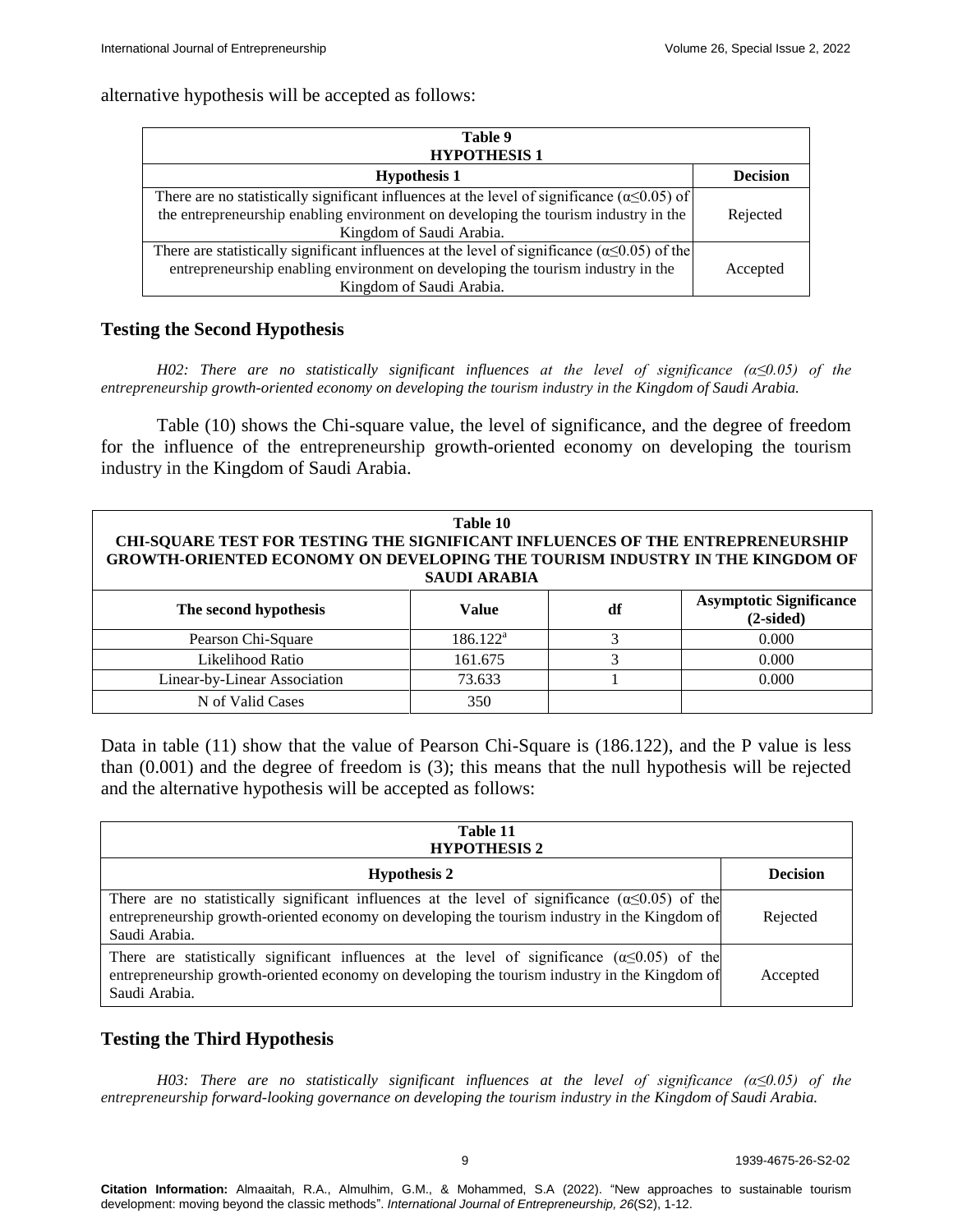alternative hypothesis will be accepted as follows:

| Table 9<br>HYPOTHESIS 1 | |
|---|---|
| **Hypothesis 1** | **Decision** |
| There are no statistically significant influences at the level of significance ($\alpha \leq 0.05$) of the entrepreneurship enabling environment on developing the tourism industry in the Kingdom of Saudi Arabia. | Rejected |
| There are statistically significant influences at the level of significance ($\alpha \leq 0.05$) of the entrepreneurship enabling environment on developing the tourism industry in the Kingdom of Saudi Arabia. | Accepted |

## Testing the Second Hypothesis

*H02: There are no statistically significant influences at the level of significance (α≤0.05) of the entrepreneurship growth-oriented economy on developing the tourism industry in the Kingdom of Saudi Arabia.*

Table (10) shows the Chi-square value, the level of significance, and the degree of freedom for the influence of the entrepreneurship growth-oriented economy on developing the tourism industry in the Kingdom of Saudi Arabia.

**Table 10**
**CHI-SQUARE TEST FOR TESTING THE SIGNIFICANT INFLUENCES OF THE ENTREPRENEURSHIP GROWTH-ORIENTED ECONOMY ON DEVELOPING THE TOURISM INDUSTRY IN THE KINGDOM OF SAUDI ARABIA**

| The second hypothesis | Value | df | Asymptotic Significance (2-sided) |
|---|---|---|---|
| Pearson Chi-Square | 186.122[a] | 3 | 0.000 |
| Likelihood Ratio | 161.675 | 3 | 0.000 |
| Linear-by-Linear Association | 73.633 | 1 | 0.000 |
| N of Valid Cases | 350 | | |

Data in table (11) show that the value of Pearson Chi-Square is (186.122), and the P value is less than (0.001) and the degree of freedom is (3); this means that the null hypothesis will be rejected and the alternative hypothesis will be accepted as follows:

| Table 11<br>HYPOTHESIS 2 | |
|---|---|
| **Hypothesis 2** | **Decision** |
| There are no statistically significant influences at the level of significance ($\alpha \leq 0.05$) of the entrepreneurship growth-oriented economy on developing the tourism industry in the Kingdom of Saudi Arabia. | Rejected |
| There are statistically significant influences at the level of significance ($\alpha \leq 0.05$) of the entrepreneurship growth-oriented economy on developing the tourism industry in the Kingdom of Saudi Arabia. | Accepted |

## Testing the Third Hypothesis

*H03: There are no statistically significant influences at the level of significance (α≤0.05) of the entrepreneurship forward-looking governance on developing the tourism industry in the Kingdom of Saudi Arabia.*

**Citation Information:** Almaaitah, R.A., Almulhim, G.M., & Mohammed, S.A (2022). "New approaches to sustainable tourism development: moving beyond the classic methods". *International Journal of Entrepreneurship, 26*(S2), 1-12.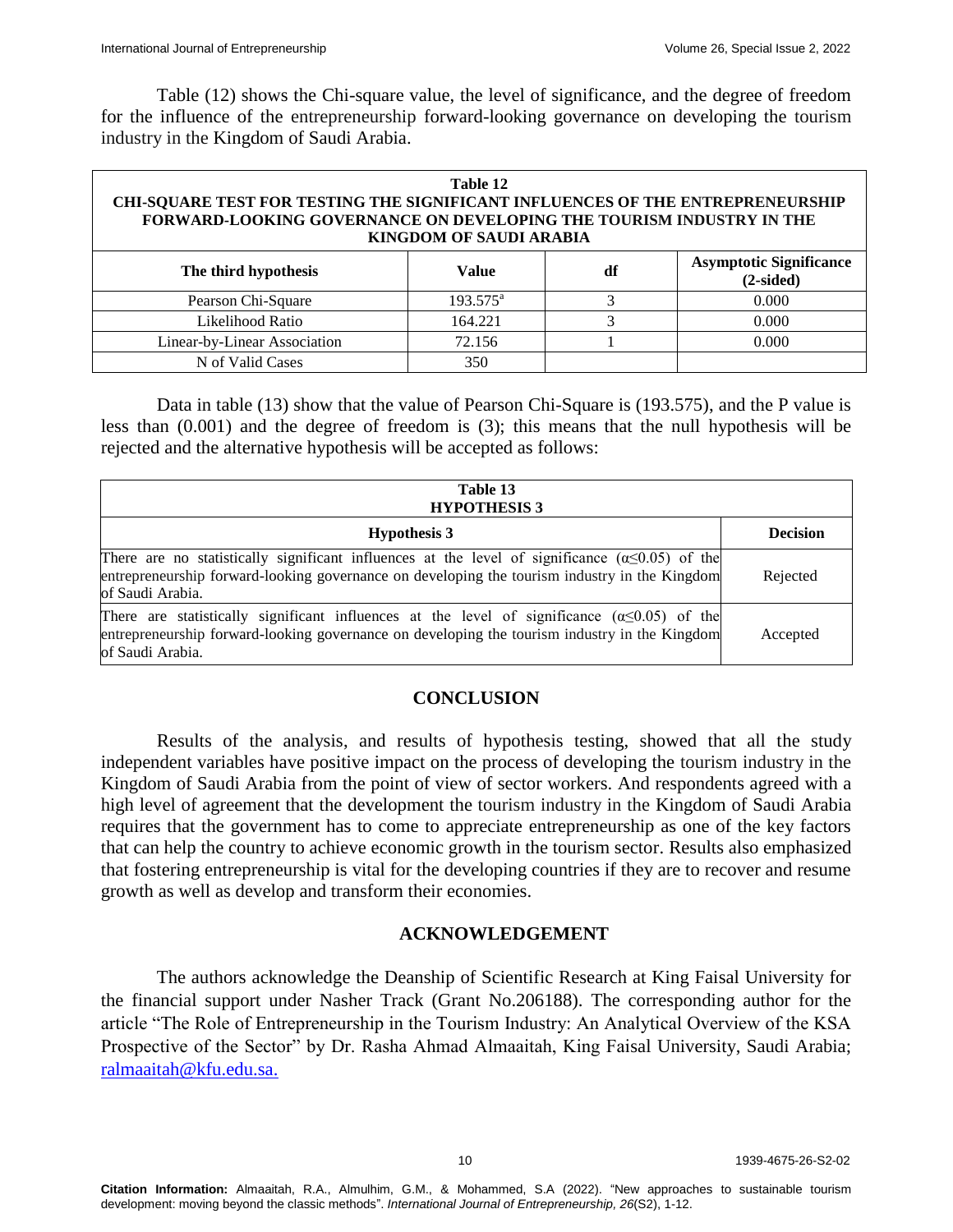Table (12) shows the Chi-square value, the level of significance, and the degree of freedom for the influence of the entrepreneurship forward-looking governance on developing the tourism industry in the Kingdom of Saudi Arabia.

**Table 12**
**CHI-SQUARE TEST FOR TESTING THE SIGNIFICANT INFLUENCES OF THE ENTREPRENEURSHIP FORWARD-LOOKING GOVERNANCE ON DEVELOPING THE TOURISM INDUSTRY IN THE KINGDOM OF SAUDI ARABIA**

| The third hypothesis | Value | df | Asymptotic Significance (2-sided) |
|---|---|---|---|
| Pearson Chi-Square | 193.575[a] | 3 | 0.000 |
| Likelihood Ratio | 164.221 | 3 | 0.000 |
| Linear-by-Linear Association | 72.156 | 1 | 0.000 |
| N of Valid Cases | 350 | | |

Data in table (13) show that the value of Pearson Chi-Square is (193.575), and the P value is less than (0.001) and the degree of freedom is (3); this means that the null hypothesis will be rejected and the alternative hypothesis will be accepted as follows:

**Table 13**
**HYPOTHESIS 3**

| Hypothesis 3 | Decision |
|---|---|
| There are no statistically significant influences at the level of significance ($\alpha \leq 0.05$) of the entrepreneurship forward-looking governance on developing the tourism industry in the Kingdom of Saudi Arabia. | Rejected |
| There are statistically significant influences at the level of significance ($\alpha \leq 0.05$) of the entrepreneurship forward-looking governance on developing the tourism industry in the Kingdom of Saudi Arabia. | Accepted |

## CONCLUSION

Results of the analysis, and results of hypothesis testing, showed that all the study independent variables have positive impact on the process of developing the tourism industry in the Kingdom of Saudi Arabia from the point of view of sector workers. And respondents agreed with a high level of agreement that the development the tourism industry in the Kingdom of Saudi Arabia requires that the government has to come to appreciate entrepreneurship as one of the key factors that can help the country to achieve economic growth in the tourism sector. Results also emphasized that fostering entrepreneurship is vital for the developing countries if they are to recover and resume growth as well as develop and transform their economies.

## ACKNOWLEDGEMENT

The authors acknowledge the Deanship of Scientific Research at King Faisal University for the financial support under Nasher Track (Grant No.206188). The corresponding author for the article "The Role of Entrepreneurship in the Tourism Industry: An Analytical Overview of the KSA Prospective of the Sector" by Dr. Rasha Ahmad Almaaitah, King Faisal University, Saudi Arabia; ralmaaitah@kfu.edu.sa.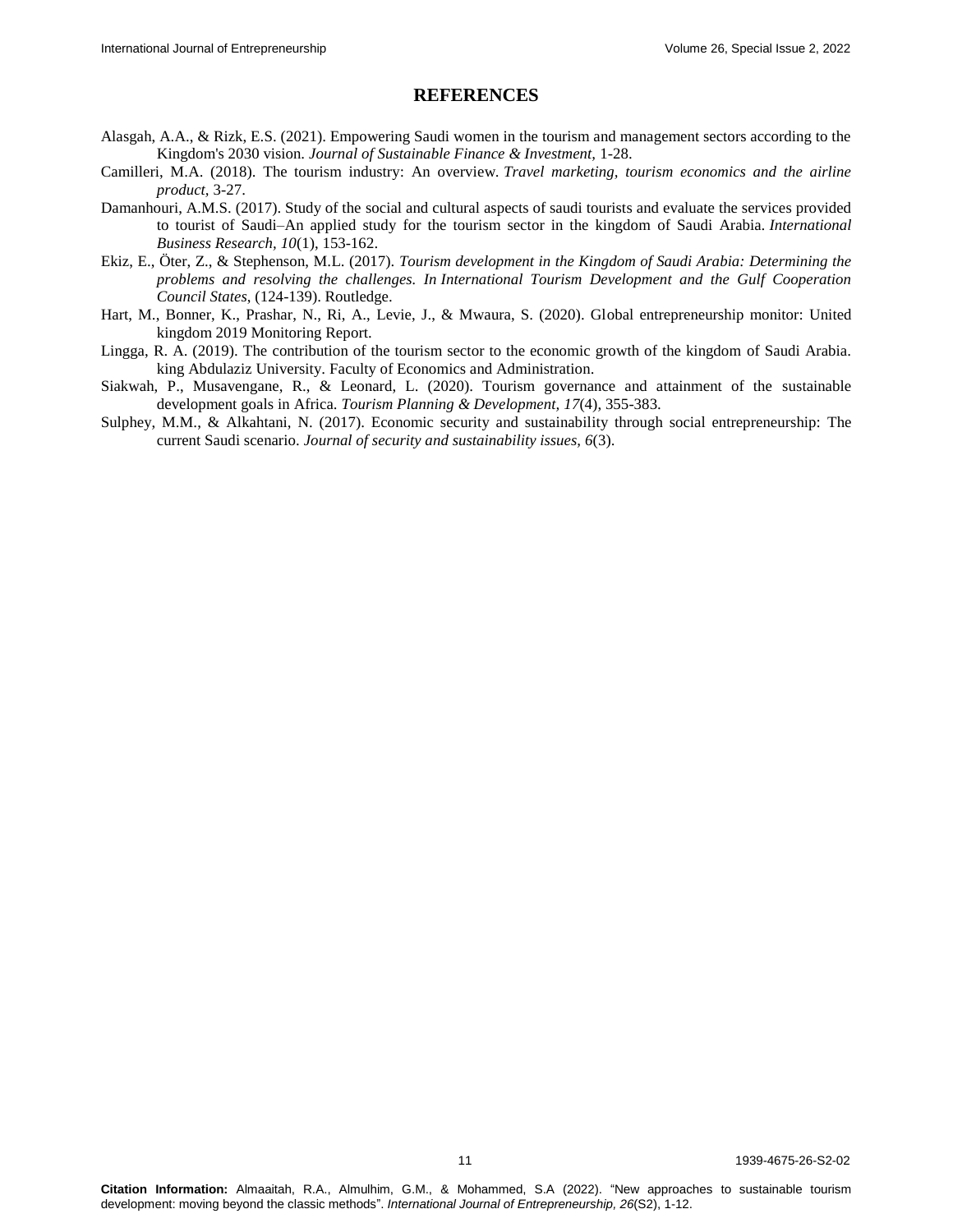## REFERENCES

Alasgah, A.A., & Rizk, E.S. (2021). Empowering Saudi women in the tourism and management sectors according to the Kingdom's 2030 vision. *Journal of Sustainable Finance & Investment,* 1-28.

Camilleri, M.A. (2018). The tourism industry: An overview. *Travel marketing, tourism economics and the airline product,* 3-27.

Damanhouri, A.M.S. (2017). Study of the social and cultural aspects of saudi tourists and evaluate the services provided to tourist of Saudi–An applied study for the tourism sector in the kingdom of Saudi Arabia. *International Business Research, 10*(1), 153-162.

Ekiz, E., Öter, Z., & Stephenson, M.L. (2017). *Tourism development in the Kingdom of Saudi Arabia: Determining the problems and resolving the challenges. In International Tourism Development and the Gulf Cooperation Council States,* (124-139). Routledge.

Hart, M., Bonner, K., Prashar, N., Ri, A., Levie, J., & Mwaura, S. (2020). Global entrepreneurship monitor: United kingdom 2019 Monitoring Report.

Lingga, R. A. (2019). The contribution of the tourism sector to the economic growth of the kingdom of Saudi Arabia. king Abdulaziz University. Faculty of Economics and Administration.

Siakwah, P., Musavengane, R., & Leonard, L. (2020). Tourism governance and attainment of the sustainable development goals in Africa. *Tourism Planning & Development, 17*(4), 355-383.

Sulphey, M.M., & Alkahtani, N. (2017). Economic security and sustainability through social entrepreneurship: The current Saudi scenario. *Journal of security and sustainability issues, 6*(3).

**Citation Information:** Almaaitah, R.A., Almulhim, G.M., & Mohammed, S.A (2022). "New approaches to sustainable tourism development: moving beyond the classic methods". *International Journal of Entrepreneurship, 26*(S2), 1-12.